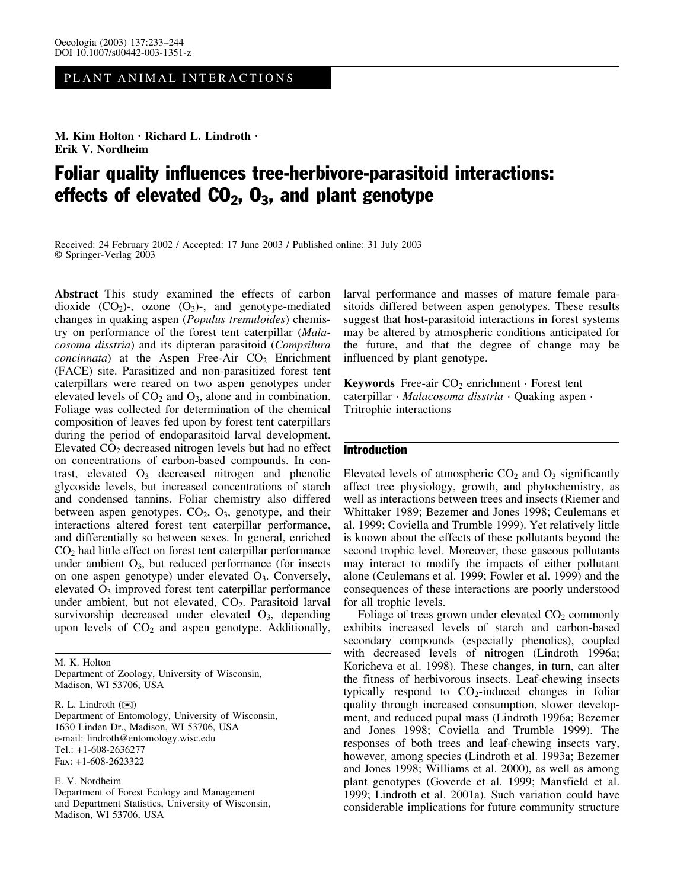PLANT ANIMAL INTERACTIONS

**M. Kim Holton · Richard L. Lindroth · Erik V. Nordheim**

# Foliar quality influences tree-herbivore-parasitoid interactions: effects of elevated $CO_2$, $O_3$, and plant genotype

Received: 24 February 2002 / Accepted: 17 June 2003 / Published online: 31 July 2003
© Springer-Verlag 2003

**Abstract** This study examined the effects of carbon dioxide ($CO_2$)-, ozone ($O_3$)-, and genotype-mediated changes in quaking aspen (*Populus tremuloides*) chemistry on performance of the forest tent caterpillar (*Malacosoma disstria*) and its dipteran parasitoid (*Compsilura concinnata*) at the Aspen Free-Air $CO_2$ Enrichment (FACE) site. Parasitized and non-parasitized forest tent caterpillars were reared on two aspen genotypes under elevated levels of $CO_2$ and $O_3$, alone and in combination. Foliage was collected for determination of the chemical composition of leaves fed upon by forest tent caterpillars during the period of endoparasitoid larval development. Elevated $CO_2$ decreased nitrogen levels but had no effect on concentrations of carbon-based compounds. In contrast, elevated $O_3$ decreased nitrogen and phenolic glycoside levels, but increased concentrations of starch and condensed tannins. Foliar chemistry also differed between aspen genotypes. $CO_2$, $O_3$, genotype, and their interactions altered forest tent caterpillar performance, and differentially so between sexes. In general, enriched $CO_2$ had little effect on forest tent caterpillar performance under ambient $O_3$, but reduced performance (for insects on one aspen genotype) under elevated $O_3$. Conversely, elevated $O_3$ improved forest tent caterpillar performance under ambient, but not elevated, $CO_2$. Parasitoid larval survivorship decreased under elevated $O_3$, depending upon levels of $CO_2$ and aspen genotype. Additionally, larval performance and masses of mature female parasitoids differed between aspen genotypes. These results suggest that host-parasitoid interactions in forest systems may be altered by atmospheric conditions anticipated for the future, and that the degree of change may be influenced by plant genotype.

**Keywords** Free-air $CO_2$ enrichment · Forest tent caterpillar · *Malacosoma disstria* · Quaking aspen · Tritrophic interactions

M. K. Holton
Department of Zoology, University of Wisconsin,
Madison, WI 53706, USA

R. L. Lindroth (✉)
Department of Entomology, University of Wisconsin,
1630 Linden Dr., Madison, WI 53706, USA
e-mail: lindroth@entomology.wisc.edu
Tel.: +1-608-2636277
Fax: +1-608-2623322

E. V. Nordheim
Department of Forest Ecology and Management
and Department Statistics, University of Wisconsin,
Madison, WI 53706, USA

## Introduction

Elevated levels of atmospheric $CO_2$ and $O_3$ significantly affect tree physiology, growth, and phytochemistry, as well as interactions between trees and insects (Riemer and Whittaker 1989; Bezemer and Jones 1998; Ceulemans et al. 1999; Coviella and Trumble 1999). Yet relatively little is known about the effects of these pollutants beyond the second trophic level. Moreover, these gaseous pollutants may interact to modify the impacts of either pollutant alone (Ceulemans et al. 1999; Fowler et al. 1999) and the consequences of these interactions are poorly understood for all trophic levels.

Foliage of trees grown under elevated $CO_2$ commonly exhibits increased levels of starch and carbon-based secondary compounds (especially phenolics), coupled with decreased levels of nitrogen (Lindroth 1996a; Koricheva et al. 1998). These changes, in turn, can alter the fitness of herbivorous insects. Leaf-chewing insects typically respond to $CO_2$-induced changes in foliar quality through increased consumption, slower development, and reduced pupal mass (Lindroth 1996a; Bezemer and Jones 1998; Coviella and Trumble 1999). The responses of both trees and leaf-chewing insects vary, however, among species (Lindroth et al. 1993a; Bezemer and Jones 1998; Williams et al. 2000), as well as among plant genotypes (Goverde et al. 1999; Mansfield et al. 1999; Lindroth et al. 2001a). Such variation could have considerable implications for future community structure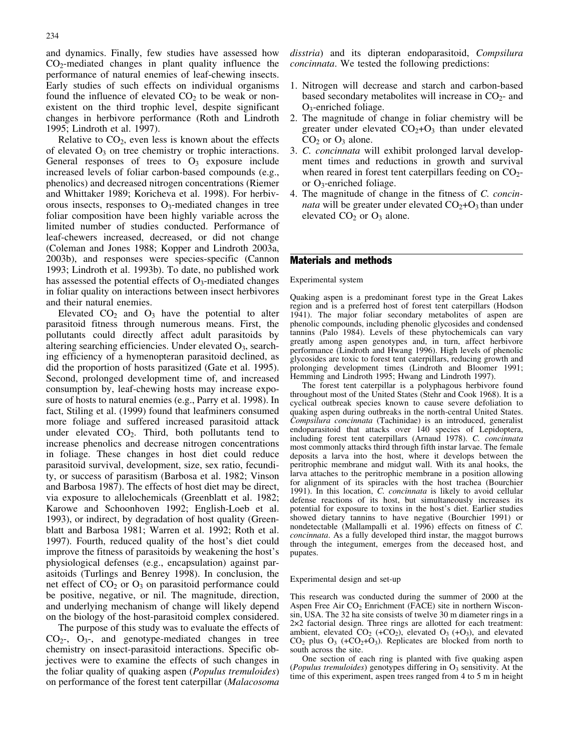and dynamics. Finally, few studies have assessed how $CO_2$-mediated changes in plant quality influence the performance of natural enemies of leaf-chewing insects. Early studies of such effects on individual organisms found the influence of elevated $CO_2$ to be weak or nonexistent on the third trophic level, despite significant changes in herbivore performance (Roth and Lindroth 1995; Lindroth et al. 1997).

Relative to $CO_2$, even less is known about the effects of elevated $O_3$ on tree chemistry or trophic interactions. General responses of trees to $O_3$ exposure include increased levels of foliar carbon-based compounds (e.g., phenolics) and decreased nitrogen concentrations (Riemer and Whittaker 1989; Koricheva et al. 1998). For herbivorous insects, responses to $O_3$-mediated changes in tree foliar composition have been highly variable across the limited number of studies conducted. Performance of leaf-chewers increased, decreased, or did not change (Coleman and Jones 1988; Kopper and Lindroth 2003a, 2003b), and responses were species-specific (Cannon 1993; Lindroth et al. 1993b). To date, no published work has assessed the potential effects of $O_3$-mediated changes in foliar quality on interactions between insect herbivores and their natural enemies.

Elevated $CO_2$ and $O_3$ have the potential to alter parasitoid fitness through numerous means. First, the pollutants could directly affect adult parasitoids by altering searching efficiencies. Under elevated $O_3$, searching efficiency of a hymenopteran parasitoid declined, as did the proportion of hosts parasitized (Gate et al. 1995). Second, prolonged development time of, and increased consumption by, leaf-chewing hosts may increase exposure of hosts to natural enemies (e.g., Parry et al. 1998). In fact, Stiling et al. (1999) found that leafminers consumed more foliage and suffered increased parasitoid attack under elevated $CO_2$. Third, both pollutants tend to increase phenolics and decrease nitrogen concentrations in foliage. These changes in host diet could reduce parasitoid survival, development, size, sex ratio, fecundity, or success of parasitism (Barbosa et al. 1982; Vinson and Barbosa 1987). The effects of host diet may be direct, via exposure to allelochemicals (Greenblatt et al. 1982; Karowe and Schoonhoven 1992; English-Loeb et al. 1993), or indirect, by degradation of host quality (Greenblatt and Barbosa 1981; Warren et al. 1992; Roth et al. 1997). Fourth, reduced quality of the host's diet could improve the fitness of parasitoids by weakening the host's physiological defenses (e.g., encapsulation) against parasitoids (Turlings and Benrey 1998). In conclusion, the net effect of $CO_2$ or $O_3$ on parasitoid performance could be positive, negative, or nil. The magnitude, direction, and underlying mechanism of change will likely depend on the biology of the host-parasitoid complex considered.

The purpose of this study was to evaluate the effects of $CO_2$-, $O_3$-, and genotype-mediated changes in tree chemistry on insect-parasitoid interactions. Specific objectives were to examine the effects of such changes in the foliar quality of quaking aspen (*Populus tremuloides*) on performance of the forest tent caterpillar (*Malacosoma disstria*) and its dipteran endoparasitoid, *Compsilura concinnata*. We tested the following predictions:

1. Nitrogen will decrease and starch and carbon-based based secondary metabolites will increase in $CO_2$- and $O_3$-enriched foliage.
2. The magnitude of change in foliar chemistry will be greater under elevated $CO_2$+$O_3$ than under elevated $CO_2$ or $O_3$ alone.
3. *C. concinnata* will exhibit prolonged larval development times and reductions in growth and survival when reared in forest tent caterpillars feeding on $CO_2$- or $O_3$-enriched foliage.
4. The magnitude of change in the fitness of *C. concinnata* will be greater under elevated $CO_2$+$O_3$ than under elevated $CO_2$ or $O_3$ alone.

## Materials and methods

### Experimental system

Quaking aspen is a predominant forest type in the Great Lakes region and is a preferred host of forest tent caterpillars (Hodson 1941). The major foliar secondary metabolites of aspen are phenolic compounds, including phenolic glycosides and condensed tannins (Palo 1984). Levels of these phytochemicals can vary greatly among aspen genotypes and, in turn, affect herbivore performance (Lindroth and Hwang 1996). High levels of phenolic glycosides are toxic to forest tent caterpillars, reducing growth and prolonging development times (Lindroth and Bloomer 1991; Hemming and Lindroth 1995; Hwang and Lindroth 1997).

The forest tent caterpillar is a polyphagous herbivore found throughout most of the United States (Stehr and Cook 1968). It is a cyclical outbreak species known to cause severe defoliation to quaking aspen during outbreaks in the north-central United States. *Compsilura concinnata* (Tachinidae) is an introduced, generalist endoparasitoid that attacks over 140 species of Lepidoptera, including forest tent caterpillars (Arnaud 1978). *C. concinnata* most commonly attacks third through fifth instar larvae. The female deposits a larva into the host, where it develops between the peritrophic membrane and midgut wall. With its anal hooks, the larva attaches to the peritrophic membrane in a position allowing for alignment of its spiracles with the host trachea (Bourchier 1991). In this location, *C. concinnata* is likely to avoid cellular defense reactions of its host, but simultaneously increases its potential for exposure to toxins in the host's diet. Earlier studies showed dietary tannins to have negative (Bourchier 1991) or nondetectable (Mallampalli et al. 1996) effects on fitness of *C. concinnata*. As a fully developed third instar, the maggot burrows through the integument, emerges from the deceased host, and pupates.

### Experimental design and set-up

This research was conducted during the summer of 2000 at the Aspen Free Air $CO_2$ Enrichment (FACE) site in northern Wisconsin, USA. The 32 ha site consists of twelve 30 m diameter rings in a 2×2 factorial design. Three rings are allotted for each treatment: ambient, elevated $CO_2$ (+$CO_2$), elevated $O_3$ (+$O_3$), and elevated $CO_2$ plus $O_3$ (+$CO_2$+$O_3$). Replicates are blocked from north to south across the site.

One section of each ring is planted with five quaking aspen (*Populus tremuloides*) genotypes differing in $O_3$ sensitivity. At the time of this experiment, aspen trees ranged from 4 to 5 m in height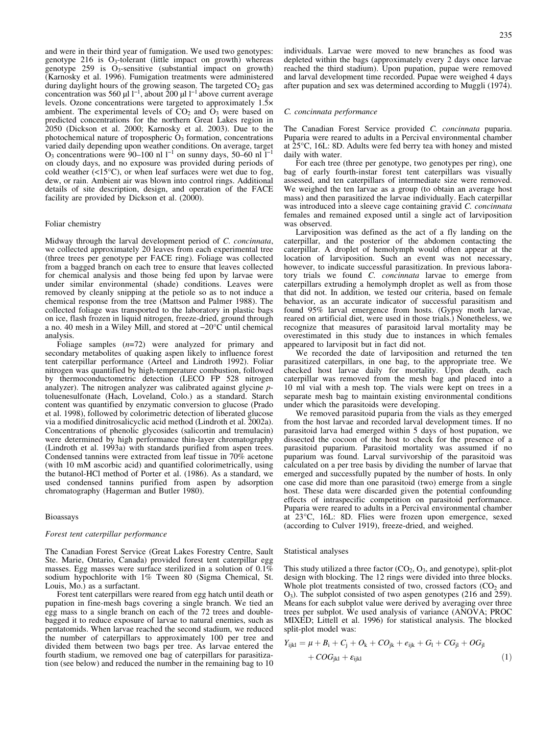and were in their third year of fumigation. We used two genotypes: genotype 216 is $O_3$-tolerant (little impact on growth) whereas genotype 259 is $O_3$-sensitive (substantial impact on growth) (Karnosky et al. 1996). Fumigation treatments were administered during daylight hours of the growing season. The targeted $CO_2$ gas concentration was 560 μl l$^{-1}$, about 200 μl l$^{-1}$ above current average levels. Ozone concentrations were targeted to approximately 1.5× ambient. The experimental levels of $CO_2$ and $O_3$ were based on predicted concentrations for the northern Great Lakes region in 2050 (Dickson et al. 2000; Karnosky et al. 2003). Due to the photochemical nature of tropospheric $O_3$ formation, concentrations varied daily depending upon weather conditions. On average, target $O_3$ concentrations were 90–100 nl l$^{-1}$ on sunny days, 50–60 nl l$^{-1}$ on cloudy days, and no exposure was provided during periods of cold weather (<15°C), or when leaf surfaces were wet due to fog, dew, or rain. Ambient air was blown into control rings. Additional details of site description, design, and operation of the FACE facility are provided by Dickson et al. (2000).

## Foliar chemistry

Midway through the larval development period of *C. concinnata*, we collected approximately 20 leaves from each experimental tree (three trees per genotype per FACE ring). Foliage was collected from a bagged branch on each tree to ensure that leaves collected for chemical analysis and those being fed upon by larvae were under similar environmental (shade) conditions. Leaves were removed by cleanly snipping at the petiole so as to not induce a chemical response from the tree (Mattson and Palmer 1988). The collected foliage was transported to the laboratory in plastic bags on ice, flash frozen in liquid nitrogen, freeze-dried, ground through a no. 40 mesh in a Wiley Mill, and stored at −20°C until chemical analysis.

Foliage samples ($n$=72) were analyzed for primary and secondary metabolites of quaking aspen likely to influence forest tent caterpillar performance (Arteel and Lindroth 1992). Foliar nitrogen was quantified by high-temperature combustion, followed by thermoconductometric detection (LECO FP 528 nitrogen analyzer). The nitrogen analyzer was calibrated against glycine *p*-toluenesulfonate (Hach, Loveland, Colo.) as a standard. Starch content was quantified by enzymatic conversion to glucose (Prado et al. 1998), followed by colorimetric detection of liberated glucose via a modified dinitrosalicyclic acid method (Lindroth et al. 2002a). Concentrations of phenolic glycosides (salicortin and tremulacin) were determined by high performance thin-layer chromatography (Lindroth et al. 1993a) with standards purified from aspen trees. Condensed tannins were extracted from leaf tissue in 70% acetone (with 10 mM ascorbic acid) and quantified colorimetrically, using the butanol-HCl method of Porter et al. (1986). As a standard, we used condensed tannins purified from aspen by adsorption chromatography (Hagerman and Butler 1980).

## Bioassays

### *Forest tent caterpillar performance*

The Canadian Forest Service (Great Lakes Forestry Centre, Sault Ste. Marie, Ontario, Canada) provided forest tent caterpillar egg masses. Egg masses were surface sterilized in a solution of 0.1% sodium hypochlorite with 1% Tween 80 (Sigma Chemical, St. Louis, Mo.) as a surfactant.

Forest tent caterpillars were reared from egg hatch until death or pupation in fine-mesh bags covering a single branch. We tied an egg mass to a single branch on each of the 72 trees and double-bagged it to reduce exposure of larvae to natural enemies, such as pentatomids. When larvae reached the second stadium, we reduced the number of caterpillars to approximately 100 per tree and divided them between two bags per tree. As larvae entered the fourth stadium, we removed one bag of caterpillars for parasitization (see below) and reduced the number in the remaining bag to 10 individuals. Larvae were moved to new branches as food was depleted within the bags (approximately every 2 days once larvae reached the third stadium). Upon pupation, pupae were removed and larval development time recorded. Pupae were weighed 4 days after pupation and sex was determined according to Muggli (1974).

### *C. concinnata performance*

The Canadian Forest Service provided *C. concinnata* puparia. Puparia were reared to adults in a Percival environmental chamber at 25°C, 16L: 8D. Adults were fed berry tea with honey and misted daily with water.

For each tree (three per genotype, two genotypes per ring), one bag of early fourth-instar forest tent caterpillars was visually assessed, and ten caterpillars of intermediate size were removed. We weighed the ten larvae as a group (to obtain an average host mass) and then parasitized the larvae individually. Each caterpillar was introduced into a sleeve cage containing gravid *C. concinnata* females and remained exposed until a single act of larviposition was observed.

Larviposition was defined as the act of a fly landing on the caterpillar, and the posterior of the abdomen contacting the caterpillar. A droplet of hemolymph would often appear at the location of larviposition. Such an event was not necessary, however, to indicate successful parasitization. In previous laboratory trials we found *C. concinnata* larvae to emerge from caterpillars extruding a hemolymph droplet as well as from those that did not. In addition, we tested our criteria, based on female behavior, as an accurate indicator of successful parasitism and found 95% larval emergence from hosts. (Gypsy moth larvae, reared on artificial diet, were used in those trials.) Nonetheless, we recognize that measures of parasitoid larval mortality may be overestimated in this study due to instances in which females appeared to larviposit but in fact did not.

We recorded the date of larviposition and returned the ten parasitized caterpillars, in one bag, to the appropriate tree. We checked host larvae daily for mortality. Upon death, each caterpillar was removed from the mesh bag and placed into a 10 ml vial with a mesh top. The vials were kept on trees in a separate mesh bag to maintain existing environmental conditions under which the parasitoids were developing.

We removed parasitoid puparia from the vials as they emerged from the host larvae and recorded larval development times. If no parasitoid larva had emerged within 5 days of host pupation, we dissected the cocoon of the host to check for the presence of a parasitoid puparium. Parasitoid mortality was assumed if no puparium was found. Larval survivorship of the parasitoid was calculated on a per tree basis by dividing the number of larvae that emerged and successfully pupated by the number of hosts. In only one case did more than one parasitoid (two) emerge from a single host. These data were discarded given the potential confounding effects of intraspecific competition on parasitoid performance. Puparia were reared to adults in a Percival environmental chamber at 23°C, 16L: 8D. Flies were frozen upon emergence, sexed (according to Culver 1919), freeze-dried, and weighed.

## Statistical analyses

This study utilized a three factor ($CO_2$, $O_3$, and genotype), split-plot design with blocking. The 12 rings were divided into three blocks. Whole plot treatments consisted of two, crossed factors ($CO_2$ and $O_3$). The subplot consisted of two aspen genotypes (216 and 259). Means for each subplot value were derived by averaging over three trees per subplot. We used analysis of variance (ANOVA; PROC MIXED; Littell et al. 1996) for statistical analysis. The blocked split-plot model was:

$$Y_{ijkl} = \mu + B_i + C_j + O_k + CO_{jk} + e_{ijk} + G_l + CG_{jl} + OG_{jl} + COG_{jkl} + \varepsilon_{ijkl} \quad (1)$$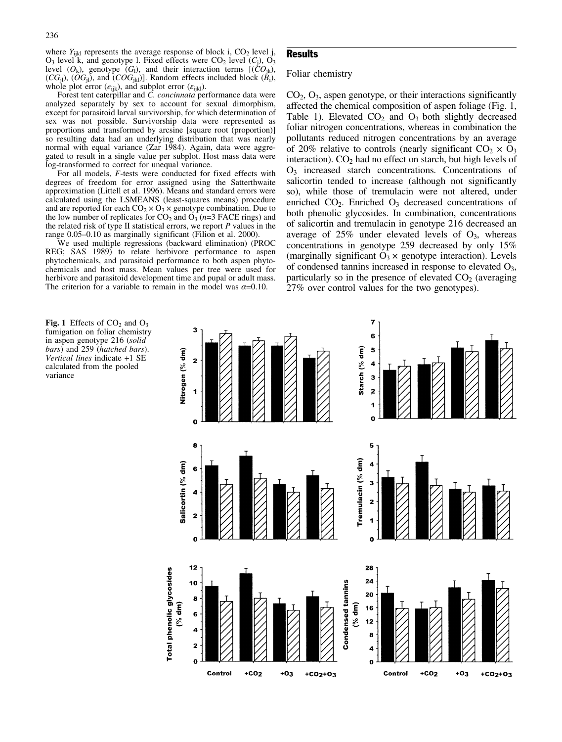where $Y_{ijkl}$ represents the average response of block i, $CO_2$ level j, $O_3$ level k, and genotype l. Fixed effects were $CO_2$ level ($C_j$), $O_3$ level ($O_k$), genotype ($G_l$), and their interaction terms [($CO_{jk}$), ($CG_{jl}$), ($OG_{jl}$), and ($COG_{jkl}$)]. Random effects included block ($B_i$), whole plot error ($e_{ijk}$), and subplot error ($\varepsilon_{ijkl}$).

Forest tent caterpillar and *C. concinnata* performance data were analyzed separately by sex to account for sexual dimorphism, except for parasitoid larval survivorship, for which determination of sex was not possible. Survivorship data were represented as proportions and transformed by arcsine [square root (proportion)] so resulting data had an underlying distribution that was nearly normal with equal variance (Zar 1984). Again, data were aggregated to result in a single value per subplot. Host mass data were log-transformed to correct for unequal variance.

For all models, *F*-tests were conducted for fixed effects with degrees of freedom for error assigned using the Satterthwaite approximation (Littell et al. 1996). Means and standard errors were calculated using the LSMEANS (least-squares means) procedure and are reported for each $CO_2 \times O_3 \times$ genotype combination. Due to the low number of replicates for $CO_2$ and $O_3$ ($n$=3 FACE rings) and the related risk of type II statistical errors, we report *P* values in the range 0.05–0.10 as marginally significant (Filion et al. 2000).

We used multiple regressions (backward elimination) (PROC REG; SAS 1989) to relate herbivore performance to aspen phytochemicals, and parasitoid performance to both aspen phytochemicals and host mass. Mean values per tree were used for herbivore and parasitoid development time and pupal or adult mass. The criterion for a variable to remain in the model was $\alpha$=0.10.

## Results

### Foliar chemistry

$CO_2$, $O_3$, aspen genotype, or their interactions significantly affected the chemical composition of aspen foliage (Fig. 1, Table 1). Elevated $CO_2$ and $O_3$ both slightly decreased foliar nitrogen concentrations, whereas in combination the pollutants reduced nitrogen concentrations by an average of 20% relative to controls (nearly significant $CO_2 \times O_3$ interaction). $CO_2$ had no effect on starch, but high levels of $O_3$ increased starch concentrations. Concentrations of salicortin tended to increase (although not significantly so), while those of tremulacin were not altered, under enriched $CO_2$. Enriched $O_3$ decreased concentrations of both phenolic glycosides. In combination, concentrations of salicortin and tremulacin in genotype 216 decreased an average of 25% under elevated levels of $O_3$, whereas concentrations in genotype 259 decreased by only 15% (marginally significant $O_3 \times$ genotype interaction). Levels of condensed tannins increased in response to elevated $O_3$, particularly so in the presence of elevated $CO_2$ (averaging 27% over control values for the two genotypes).

**Fig. 1** Effects of $CO_2$ and $O_3$ fumigation on foliar chemistry in aspen genotype 216 (*solid bars*) and 259 (*hatched bars*). *Vertical lines* indicate +1 SE calculated from the pooled variance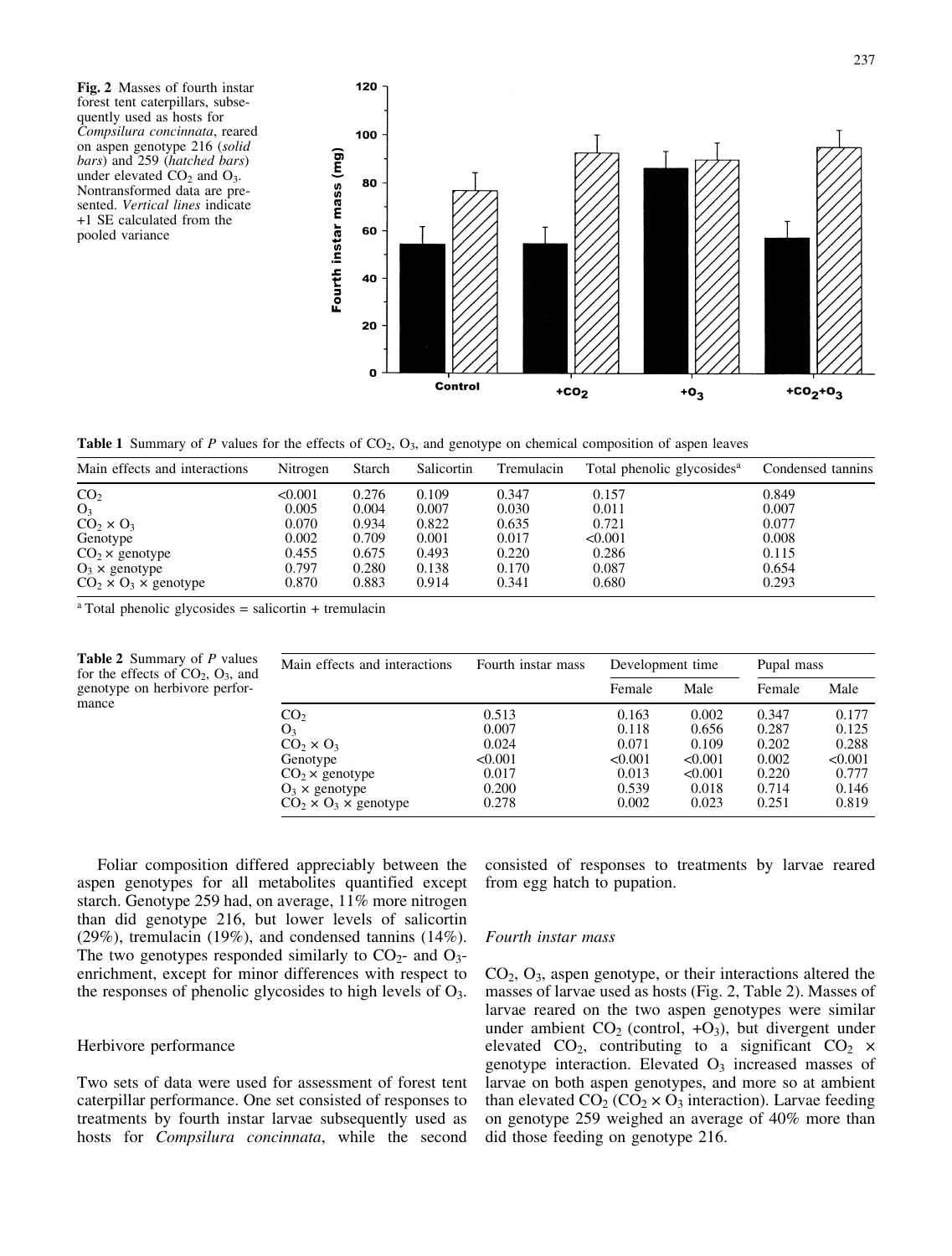**Fig. 2** Masses of fourth instar forest tent caterpillars, subsequently used as hosts for *Compsilura concinnata*, reared on aspen genotype 216 (*solid bars*) and 259 (*hatched bars*) under elevated $CO_2$ and $O_3$. Nontransformed data are presented. *Vertical lines* indicate +1 SE calculated from the pooled variance

**Table 1** Summary of *P* values for the effects of $CO_2$, $O_3$, and genotype on chemical composition of aspen leaves

| Main effects and interactions | Nitrogen | Starch | Salicortin | Tremulacin | Total phenolic glycosides[a] | Condensed tannins |
|---|---|---|---|---|---|---|
| $CO_2$ | <0.001 | 0.276 | 0.109 | 0.347 | 0.157 | 0.849 |
| $O_3$ | 0.005 | 0.004 | 0.007 | 0.030 | 0.011 | 0.007 |
| $CO_2 \times O_3$ | 0.070 | 0.934 | 0.822 | 0.635 | 0.721 | 0.077 |
| Genotype | 0.002 | 0.709 | 0.001 | 0.017 | <0.001 | 0.008 |
| $CO_2 \times$ genotype | 0.455 | 0.675 | 0.493 | 0.220 | 0.286 | 0.115 |
| $O_3 \times$ genotype | 0.797 | 0.280 | 0.138 | 0.170 | 0.087 | 0.654 |
| $CO_2 \times O_3 \times$ genotype | 0.870 | 0.883 | 0.914 | 0.341 | 0.680 | 0.293 |

[a] Total phenolic glycosides = salicortin + tremulacin

**Table 2** Summary of *P* values for the effects of $CO_2$, $O_3$, and genotype on herbivore performance

| Main effects and interactions | Fourth instar mass | Development time | | Pupal mass | |
|---|---|---|---|---|---|
| | | Female | Male | Female | Male |
| $CO_2$ | 0.513 | 0.163 | 0.002 | 0.347 | 0.177 |
| $O_3$ | 0.007 | 0.118 | 0.656 | 0.287 | 0.125 |
| $CO_2 \times O_3$ | 0.024 | 0.071 | 0.109 | 0.202 | 0.288 |
| Genotype | <0.001 | <0.001 | <0.001 | 0.002 | <0.001 |
| $CO_2 \times$ genotype | 0.017 | 0.013 | <0.001 | 0.220 | 0.777 |
| $O_3 \times$ genotype | 0.200 | 0.539 | 0.018 | 0.714 | 0.146 |
| $CO_2 \times O_3 \times$ genotype | 0.278 | 0.002 | 0.023 | 0.251 | 0.819 |

Foliar composition differed appreciably between the aspen genotypes for all metabolites quantified except starch. Genotype 259 had, on average, 11% more nitrogen than did genotype 216, but lower levels of salicortin (29%), tremulacin (19%), and condensed tannins (14%). The two genotypes responded similarly to $CO_2$- and $O_3$-enrichment, except for minor differences with respect to the responses of phenolic glycosides to high levels of $O_3$.

## Herbivore performance

Two sets of data were used for assessment of forest tent caterpillar performance. One set consisted of responses to treatments by fourth instar larvae subsequently used as hosts for *Compsilura concinnata*, while the second consisted of responses to treatments by larvae reared from egg hatch to pupation.

### Fourth instar mass

$CO_2$, $O_3$, aspen genotype, or their interactions altered the masses of larvae used as hosts (Fig. 2, Table 2). Masses of larvae reared on the two aspen genotypes were similar under ambient $CO_2$ (control, $+O_3$), but divergent under elevated $CO_2$, contributing to a significant $CO_2 \times$ genotype interaction. Elevated $O_3$ increased masses of larvae on both aspen genotypes, and more so at ambient than elevated $CO_2$ ($CO_2 \times O_3$ interaction). Larvae feeding on genotype 259 weighed an average of 40% more than did those feeding on genotype 216.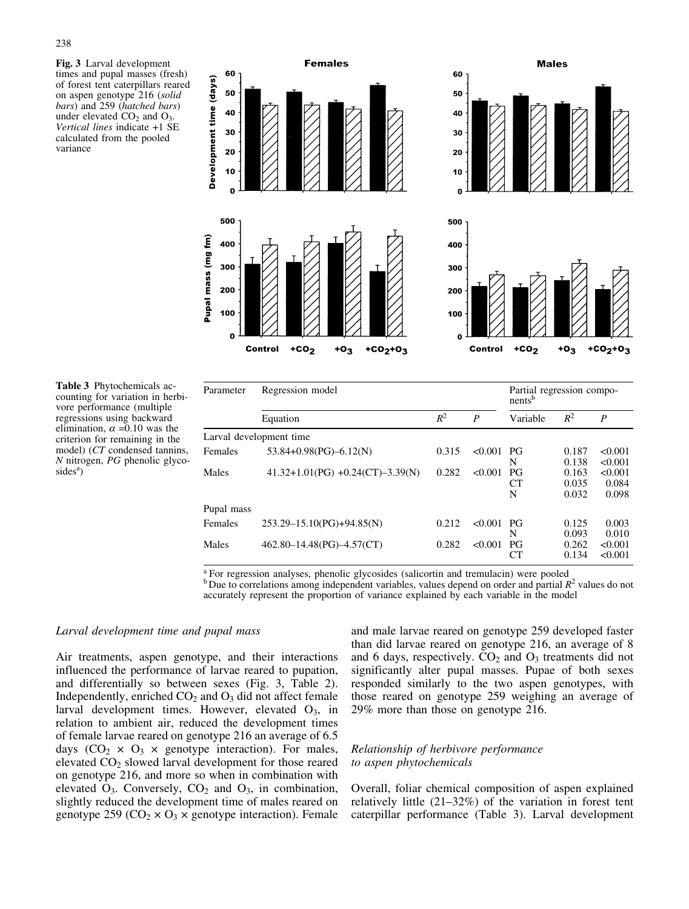**Fig. 3** Larval development times and pupal masses (fresh) of forest tent caterpillars reared on aspen genotype 216 (*solid bars*) and 259 (*hatched bars*) under elevated $CO_2$ and $O_3$. *Vertical lines* indicate +1 SE calculated from the pooled variance

**Table 3** Phytochemicals accounting for variation in herbivore performance (multiple regressions using backward elimination, $\alpha$ =0.10 was the criterion for remaining in the model) (*CT* condensed tannins, *N* nitrogen, *PG* phenolic glycosides[a])

| Parameter | Regression model | | | Partial regression components[b] | | |
|---|---|---|---|---|---|---|
| | Equation | $R^2$ | *P* | Variable | $R^2$ | *P* |
| Larval development time | | | | | | |
| Females | 53.84+0.98(PG)–6.12(N) | 0.315 | <0.001 | PG | 0.187 | <0.001 |
| | | | | N | 0.138 | <0.001 |
| Males | 41.32+1.01(PG) +0.24(CT)–3.39(N) | 0.282 | <0.001 | PG | 0.163 | <0.001 |
| | | | | CT | 0.035 | 0.084 |
| | | | | N | 0.032 | 0.098 |
| Pupal mass | | | | | | |
| Females | 253.29–15.10(PG)+94.85(N) | 0.212 | <0.001 | PG | 0.125 | 0.003 |
| | | | | N | 0.093 | 0.010 |
| Males | 462.80–14.48(PG)–4.57(CT) | 0.282 | <0.001 | PG | 0.262 | <0.001 |
| | | | | CT | 0.134 | <0.001 |

[a] For regression analyses, phenolic glycosides (salicortin and tremulacin) were pooled
[b] Due to correlations among independent variables, values depend on order and partial $R^2$ values do not accurately represent the proportion of variance explained by each variable in the model

### *Larval development time and pupal mass*

Air treatments, aspen genotype, and their interactions influenced the performance of larvae reared to pupation, and differentially so between sexes (Fig. 3, Table 2). Independently, enriched $CO_2$ and $O_3$ did not affect female larval development times. However, elevated $O_3$, in relation to ambient air, reduced the development times of female larvae reared on genotype 216 an average of 6.5 days ($CO_2 \times O_3 \times$ genotype interaction). For males, elevated $CO_2$ slowed larval development for those reared on genotype 216, and more so when in combination with elevated $O_3$. Conversely, $CO_2$ and $O_3$, in combination, slightly reduced the development time of males reared on genotype 259 ($CO_2 \times O_3 \times$ genotype interaction). Female and male larvae reared on genotype 259 developed faster than did larvae reared on genotype 216, an average of 8 and 6 days, respectively. $CO_2$ and $O_3$ treatments did not significantly alter pupal masses. Pupae of both sexes responded similarly to the two aspen genotypes, with those reared on genotype 259 weighing an average of 29% more than those on genotype 216.

### *Relationship of herbivore performance to aspen phytochemicals*

Overall, foliar chemical composition of aspen explained relatively little (21–32%) of the variation in forest tent caterpillar performance (Table 3). Larval development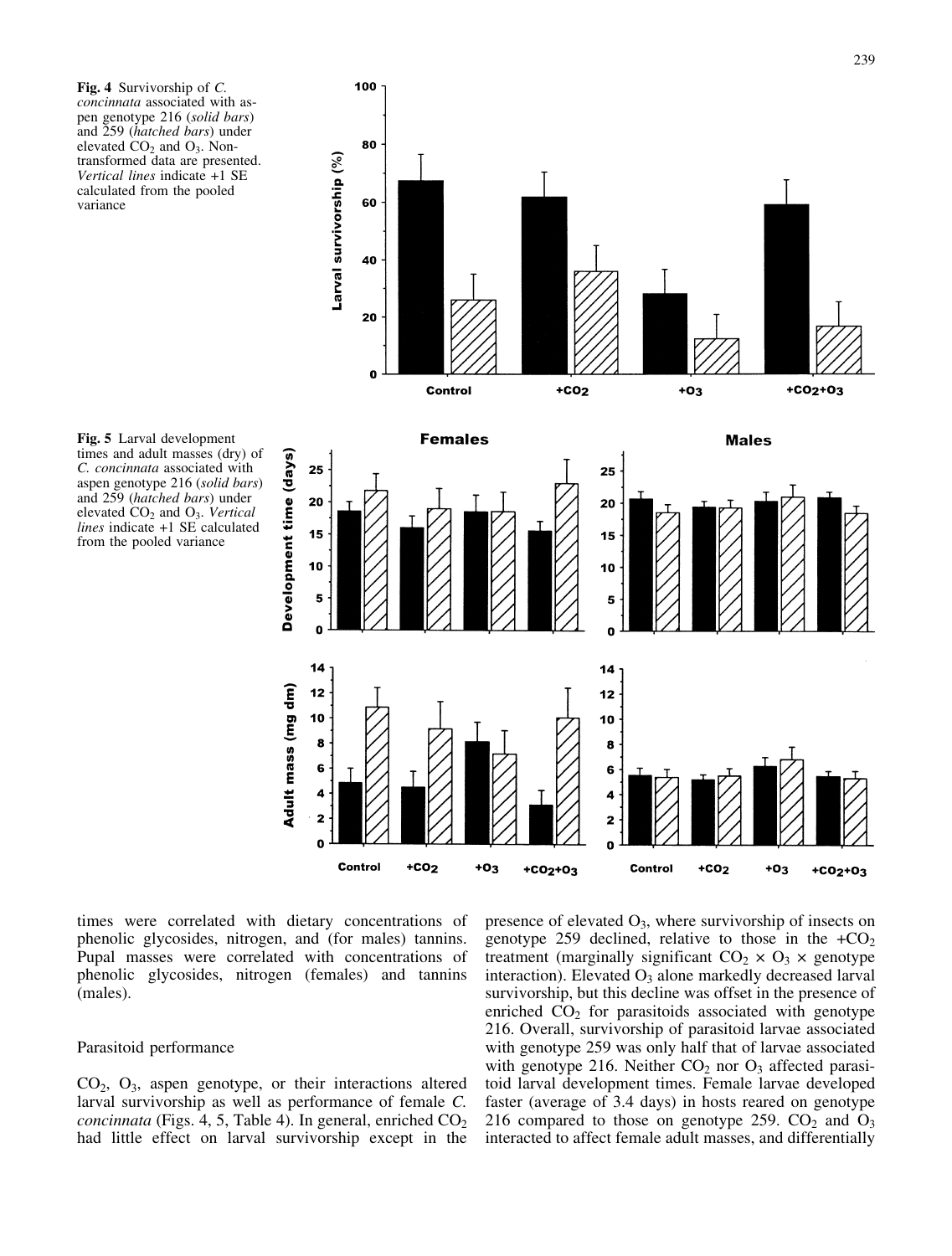**Fig. 4** Survivorship of *C. concinnata* associated with aspen genotype 216 (*solid bars*) and 259 (*hatched bars*) under elevated $CO_2$ and $O_3$. Non-transformed data are presented. *Vertical lines* indicate +1 SE calculated from the pooled variance

**Fig. 5** Larval development times and adult masses (dry) of *C. concinnata* associated with aspen genotype 216 (*solid bars*) and 259 (*hatched bars*) under elevated $CO_2$ and $O_3$. *Vertical lines* indicate +1 SE calculated from the pooled variance

times were correlated with dietary concentrations of phenolic glycosides, nitrogen, and (for males) tannins. Pupal masses were correlated with concentrations of phenolic glycosides, nitrogen (females) and tannins (males).

### Parasitoid performance

$CO_2$, $O_3$, aspen genotype, or their interactions altered larval survivorship as well as performance of female *C. concinnata* (Figs. 4, 5, Table 4). In general, enriched $CO_2$ had little effect on larval survivorship except in the presence of elevated $O_3$, where survivorship of insects on genotype 259 declined, relative to those in the $+CO_2$ treatment (marginally significant $CO_2 \times O_3 \times$ genotype interaction). Elevated $O_3$ alone markedly decreased larval survivorship, but this decline was offset in the presence of enriched $CO_2$ for parasitoids associated with genotype 216. Overall, survivorship of parasitoid larvae associated with genotype 259 was only half that of larvae associated with genotype 216. Neither $CO_2$ nor $O_3$ affected parasitoid larval development times. Female larvae developed faster (average of 3.4 days) in hosts reared on genotype 216 compared to those on genotype 259. $CO_2$ and $O_3$ interacted to affect female adult masses, and differentially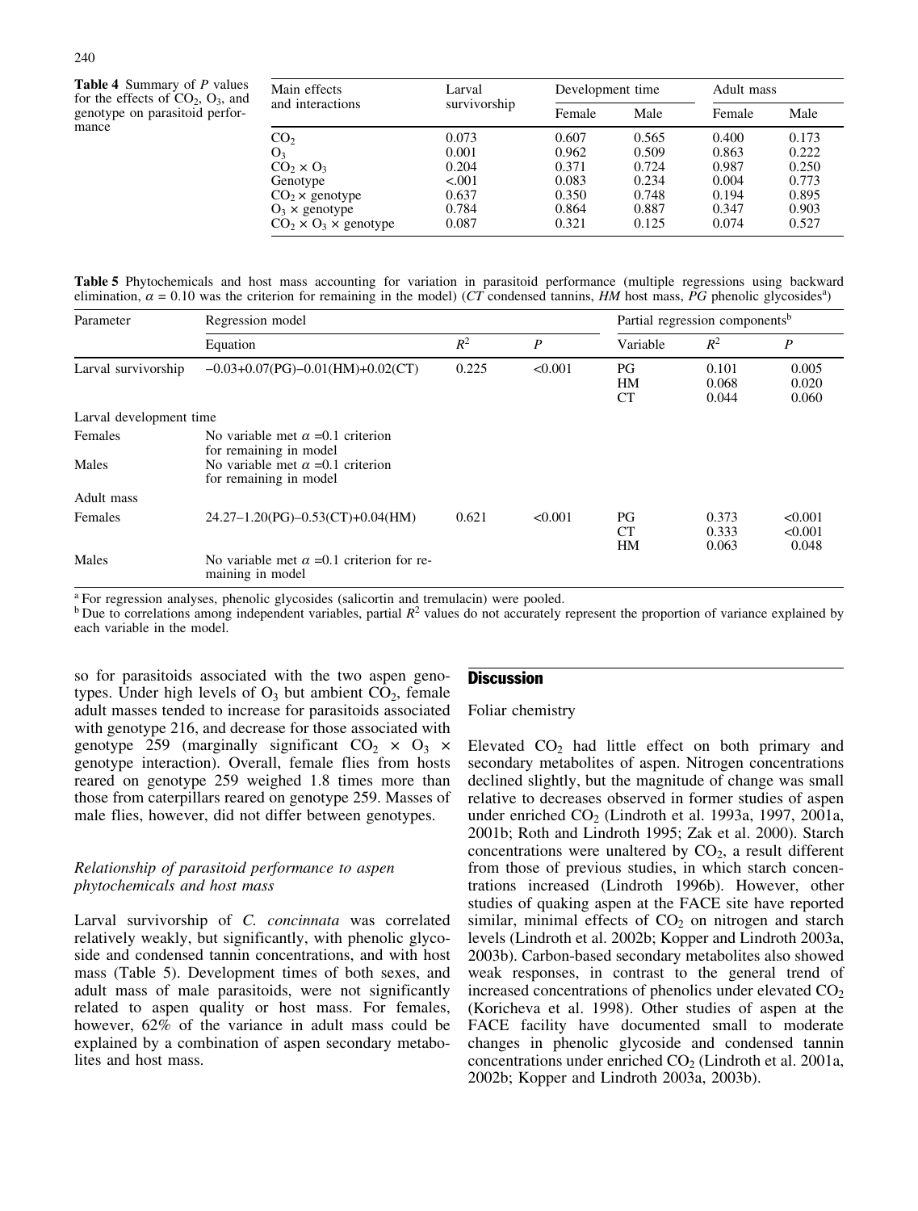**Table 4** Summary of $P$ values for the effects of $CO_2$, $O_3$, and genotype on parasitoid performance

| Main effects and interactions | Larval survivorship | Development time | | Adult mass | |
|---|---|---|---|---|---|
| | | Female | Male | Female | Male |
| $CO_2$ | 0.073 | 0.607 | 0.565 | 0.400 | 0.173 |
| $O_3$ | 0.001 | 0.962 | 0.509 | 0.863 | 0.222 |
| $CO_2 \times O_3$ | 0.204 | 0.371 | 0.724 | 0.987 | 0.250 |
| Genotype | <.001 | 0.083 | 0.234 | 0.004 | 0.773 |
| $CO_2 \times$ genotype | 0.637 | 0.350 | 0.748 | 0.194 | 0.895 |
| $O_3 \times$ genotype | 0.784 | 0.864 | 0.887 | 0.347 | 0.903 |
| $CO_2 \times O_3 \times$ genotype | 0.087 | 0.321 | 0.125 | 0.074 | 0.527 |

**Table 5** Phytochemicals and host mass accounting for variation in parasitoid performance (multiple regressions using backward elimination, $\alpha = 0.10$ was the criterion for remaining in the model) (*CT* condensed tannins, *HM* host mass, *PG* phenolic glycosides[a])

| Parameter | Regression model | | | Partial regression components[b] | | |
|---|---|---|---|---|---|---|
| | Equation | $R^2$ | $P$ | Variable | $R^2$ | $P$ |
| Larval survivorship | −0.03+0.07(PG)−0.01(HM)+0.02(CT) | 0.225 | <0.001 | PG<br>HM<br>CT | 0.101<br>0.068<br>0.044 | 0.005<br>0.020<br>0.060 |
| Larval development time | | | | | | |
| Females | No variable met $\alpha$ =0.1 criterion for remaining in model | | | | | |
| Males | No variable met $\alpha$ =0.1 criterion for remaining in model | | | | | |
| Adult mass | | | | | | |
| Females | 24.27−1.20(PG)−0.53(CT)+0.04(HM) | 0.621 | <0.001 | PG<br>CT<br>HM | 0.373<br>0.333<br>0.063 | <0.001<br><0.001<br>0.048 |
| Males | No variable met $\alpha$ =0.1 criterion for remaining in model | | | | | |

[a] For regression analyses, phenolic glycosides (salicortin and tremulacin) were pooled.
[b] Due to correlations among independent variables, partial $R^2$ values do not accurately represent the proportion of variance explained by each variable in the model.

so for parasitoids associated with the two aspen genotypes. Under high levels of $O_3$ but ambient $CO_2$, female adult masses tended to increase for parasitoids associated with genotype 216, and decrease for those associated with genotype 259 (marginally significant $CO_2 \times O_3 \times$ genotype interaction). Overall, female flies from hosts reared on genotype 259 weighed 1.8 times more than those from caterpillars reared on genotype 259. Masses of male flies, however, did not differ between genotypes.

### *Relationship of parasitoid performance to aspen phytochemicals and host mass*

Larval survivorship of *C. concinnata* was correlated relatively weakly, but significantly, with phenolic glycoside and condensed tannin concentrations, and with host mass (Table 5). Development times of both sexes, and adult mass of male parasitoids, were not significantly related to aspen quality or host mass. For females, however, 62% of the variance in adult mass could be explained by a combination of aspen secondary metabolites and host mass.

## Discussion

### Foliar chemistry

Elevated $CO_2$ had little effect on both primary and secondary metabolites of aspen. Nitrogen concentrations declined slightly, but the magnitude of change was small relative to decreases observed in former studies of aspen under enriched $CO_2$ (Lindroth et al. 1993a, 1997, 2001a, 2001b; Roth and Lindroth 1995; Zak et al. 2000). Starch concentrations were unaltered by $CO_2$, a result different from those of previous studies, in which starch concentrations increased (Lindroth 1996b). However, other studies of quaking aspen at the FACE site have reported similar, minimal effects of $CO_2$ on nitrogen and starch levels (Lindroth et al. 2002b; Kopper and Lindroth 2003a, 2003b). Carbon-based secondary metabolites also showed weak responses, in contrast to the general trend of increased concentrations of phenolics under elevated $CO_2$ (Koricheva et al. 1998). Other studies of aspen at the FACE facility have documented small to moderate changes in phenolic glycoside and condensed tannin concentrations under enriched $CO_2$ (Lindroth et al. 2001a, 2002b; Kopper and Lindroth 2003a, 2003b).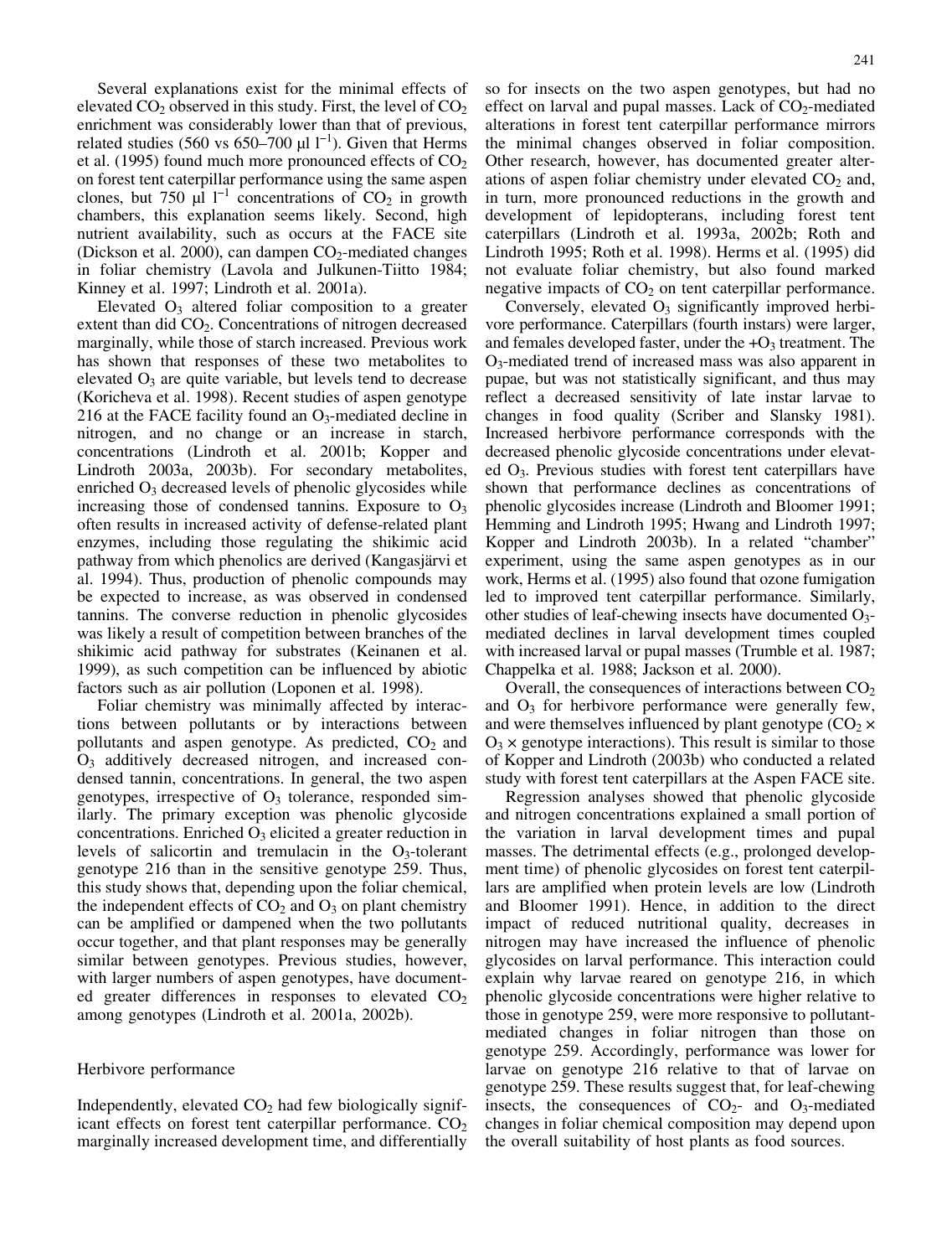Several explanations exist for the minimal effects of elevated $CO_2$ observed in this study. First, the level of $CO_2$ enrichment was considerably lower than that of previous, related studies (560 vs 650–700 μl $l^{-1}$). Given that Herms et al. (1995) found much more pronounced effects of $CO_2$ on forest tent caterpillar performance using the same aspen clones, but 750 μl $l^{-1}$ concentrations of $CO_2$ in growth chambers, this explanation seems likely. Second, high nutrient availability, such as occurs at the FACE site (Dickson et al. 2000), can dampen $CO_2$-mediated changes in foliar chemistry (Lavola and Julkunen-Tiitto 1984; Kinney et al. 1997; Lindroth et al. 2001a).

Elevated $O_3$ altered foliar composition to a greater extent than did $CO_2$. Concentrations of nitrogen decreased marginally, while those of starch increased. Previous work has shown that responses of these two metabolites to elevated $O_3$ are quite variable, but levels tend to decrease (Koricheva et al. 1998). Recent studies of aspen genotype 216 at the FACE facility found an $O_3$-mediated decline in nitrogen, and no change or an increase in starch, concentrations (Lindroth et al. 2001b; Kopper and Lindroth 2003a, 2003b). For secondary metabolites, enriched $O_3$ decreased levels of phenolic glycosides while increasing those of condensed tannins. Exposure to $O_3$ often results in increased activity of defense-related plant enzymes, including those regulating the shikimic acid pathway from which phenolics are derived (Kangasjärvi et al. 1994). Thus, production of phenolic compounds may be expected to increase, as was observed in condensed tannins. The converse reduction in phenolic glycosides was likely a result of competition between branches of the shikimic acid pathway for substrates (Keinanen et al. 1999), as such competition can be influenced by abiotic factors such as air pollution (Loponen et al. 1998).

Foliar chemistry was minimally affected by interactions between pollutants or by interactions between pollutants and aspen genotype. As predicted, $CO_2$ and $O_3$ additively decreased nitrogen, and increased condensed tannin, concentrations. In general, the two aspen genotypes, irrespective of $O_3$ tolerance, responded similarly. The primary exception was phenolic glycoside concentrations. Enriched $O_3$ elicited a greater reduction in levels of salicortin and tremulacin in the $O_3$-tolerant genotype 216 than in the sensitive genotype 259. Thus, this study shows that, depending upon the foliar chemical, the independent effects of $CO_2$ and $O_3$ on plant chemistry can be amplified or dampened when the two pollutants occur together, and that plant responses may be generally similar between genotypes. Previous studies, however, with larger numbers of aspen genotypes, have documented greater differences in responses to elevated $CO_2$ among genotypes (Lindroth et al. 2001a, 2002b).

## Herbivore performance

Independently, elevated $CO_2$ had few biologically significant effects on forest tent caterpillar performance. $CO_2$ marginally increased development time, and differentially so for insects on the two aspen genotypes, but had no effect on larval and pupal masses. Lack of $CO_2$-mediated alterations in forest tent caterpillar performance mirrors the minimal changes observed in foliar composition. Other research, however, has documented greater alterations of aspen foliar chemistry under elevated $CO_2$ and, in turn, more pronounced reductions in the growth and development of lepidopterans, including forest tent caterpillars (Lindroth et al. 1993a, 2002b; Roth and Lindroth 1995; Roth et al. 1998). Herms et al. (1995) did not evaluate foliar chemistry, but also found marked negative impacts of $CO_2$ on tent caterpillar performance.

Conversely, elevated $O_3$ significantly improved herbivore performance. Caterpillars (fourth instars) were larger, and females developed faster, under the $+O_3$ treatment. The $O_3$-mediated trend of increased mass was also apparent in pupae, but was not statistically significant, and thus may reflect a decreased sensitivity of late instar larvae to changes in food quality (Scriber and Slansky 1981). Increased herbivore performance corresponds with the decreased phenolic glycoside concentrations under elevated $O_3$. Previous studies with forest tent caterpillars have shown that performance declines as concentrations of phenolic glycosides increase (Lindroth and Bloomer 1991; Hemming and Lindroth 1995; Hwang and Lindroth 1997; Kopper and Lindroth 2003b). In a related "chamber" experiment, using the same aspen genotypes as in our work, Herms et al. (1995) also found that ozone fumigation led to improved tent caterpillar performance. Similarly, other studies of leaf-chewing insects have documented $O_3$-mediated declines in larval development times coupled with increased larval or pupal masses (Trumble et al. 1987; Chappelka et al. 1988; Jackson et al. 2000).

Overall, the consequences of interactions between $CO_2$ and $O_3$ for herbivore performance were generally few, and were themselves influenced by plant genotype ($CO_2 \times O_3 \times$ genotype interactions). This result is similar to those of Kopper and Lindroth (2003b) who conducted a related study with forest tent caterpillars at the Aspen FACE site.

Regression analyses showed that phenolic glycoside and nitrogen concentrations explained a small portion of the variation in larval development times and pupal masses. The detrimental effects (e.g., prolonged development time) of phenolic glycosides on forest tent caterpillars are amplified when protein levels are low (Lindroth and Bloomer 1991). Hence, in addition to the direct impact of reduced nutritional quality, decreases in nitrogen may have increased the influence of phenolic glycosides on larval performance. This interaction could explain why larvae reared on genotype 216, in which phenolic glycoside concentrations were higher relative to those in genotype 259, were more responsive to pollutant-mediated changes in foliar nitrogen than those on genotype 259. Accordingly, performance was lower for larvae on genotype 216 relative to that of larvae on genotype 259. These results suggest that, for leaf-chewing insects, the consequences of $CO_2$- and $O_3$-mediated changes in foliar chemical composition may depend upon the overall suitability of host plants as food sources.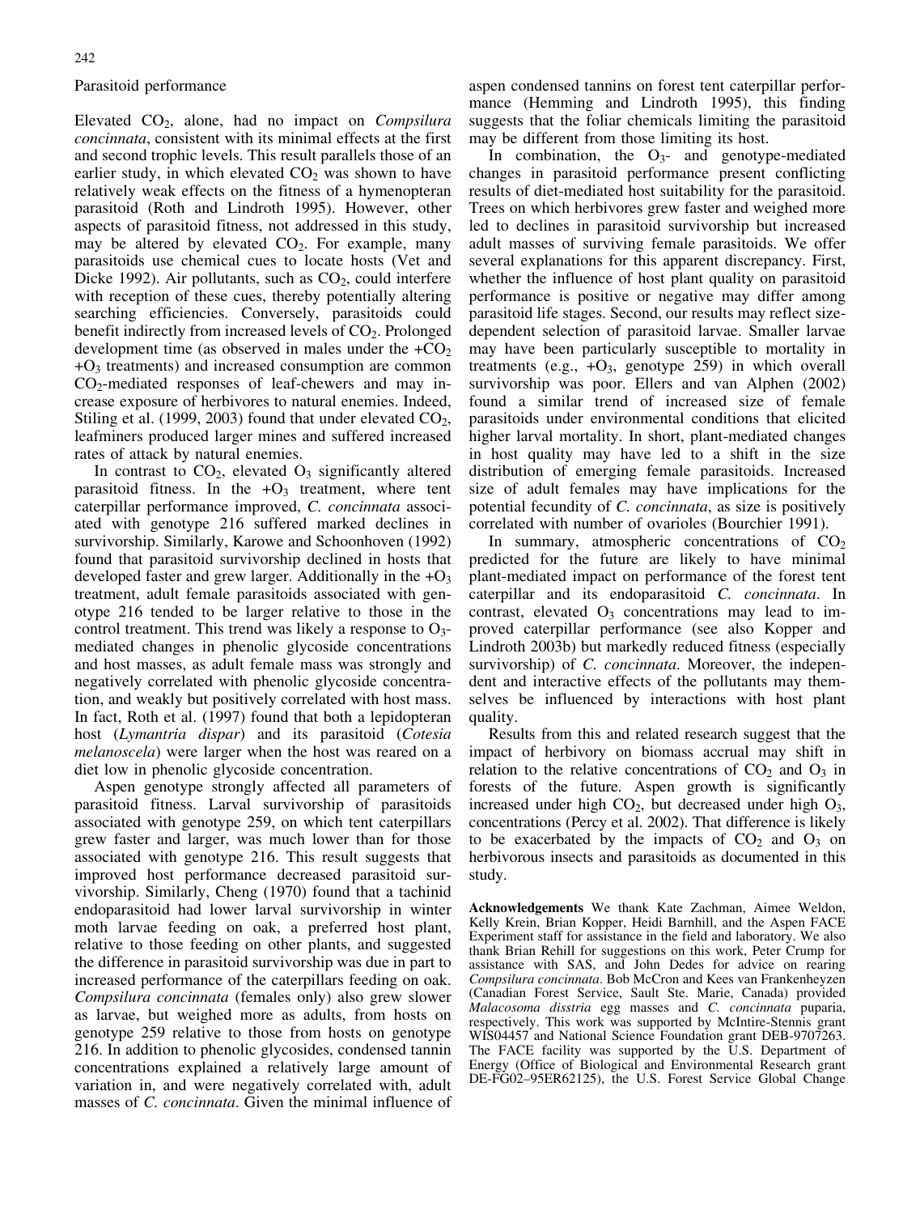Parasitoid performance

Elevated $CO_2$, alone, had no impact on *Compsilura concinnata*, consistent with its minimal effects at the first and second trophic levels. This result parallels those of an earlier study, in which elevated $CO_2$ was shown to have relatively weak effects on the fitness of a hymenopteran parasitoid (Roth and Lindroth 1995). However, other aspects of parasitoid fitness, not addressed in this study, may be altered by elevated $CO_2$. For example, many parasitoids use chemical cues to locate hosts (Vet and Dicke 1992). Air pollutants, such as $CO_2$, could interfere with reception of these cues, thereby potentially altering searching efficiencies. Conversely, parasitoids could benefit indirectly from increased levels of $CO_2$. Prolonged development time (as observed in males under the $+CO_2$ $+O_3$ treatments) and increased consumption are common $CO_2$-mediated responses of leaf-chewers and may increase exposure of herbivores to natural enemies. Indeed, Stiling et al. (1999, 2003) found that under elevated $CO_2$, leafminers produced larger mines and suffered increased rates of attack by natural enemies.

In contrast to $CO_2$, elevated $O_3$ significantly altered parasitoid fitness. In the $+O_3$ treatment, where tent caterpillar performance improved, *C. concinnata* associated with genotype 216 suffered marked declines in survivorship. Similarly, Karowe and Schoonhoven (1992) found that parasitoid survivorship declined in hosts that developed faster and grew larger. Additionally in the $+O_3$ treatment, adult female parasitoids associated with genotype 216 tended to be larger relative to those in the control treatment. This trend was likely a response to $O_3$-mediated changes in phenolic glycoside concentrations and host masses, as adult female mass was strongly and negatively correlated with phenolic glycoside concentration, and weakly but positively correlated with host mass. In fact, Roth et al. (1997) found that both a lepidopteran host (*Lymantria dispar*) and its parasitoid (*Cotesia melanoscela*) were larger when the host was reared on a diet low in phenolic glycoside concentration.

Aspen genotype strongly affected all parameters of parasitoid fitness. Larval survivorship of parasitoids associated with genotype 259, on which tent caterpillars grew faster and larger, was much lower than for those associated with genotype 216. This result suggests that improved host performance decreased parasitoid survivorship. Similarly, Cheng (1970) found that a tachinid endoparasitoid had lower larval survivorship in winter moth larvae feeding on oak, a preferred host plant, relative to those feeding on other plants, and suggested the difference in parasitoid survivorship was due in part to increased performance of the caterpillars feeding on oak. *Compsilura concinnata* (females only) also grew slower as larvae, but weighed more as adults, from hosts on genotype 259 relative to those from hosts on genotype 216. In addition to phenolic glycosides, condensed tannin concentrations explained a relatively large amount of variation in, and were negatively correlated with, adult masses of *C. concinnata*. Given the minimal influence of aspen condensed tannins on forest tent caterpillar performance (Hemming and Lindroth 1995), this finding suggests that the foliar chemicals limiting the parasitoid may be different from those limiting its host.

In combination, the $O_3$- and genotype-mediated changes in parasitoid performance present conflicting results of diet-mediated host suitability for the parasitoid. Trees on which herbivores grew faster and weighed more led to declines in parasitoid survivorship but increased adult masses of surviving female parasitoids. We offer several explanations for this apparent discrepancy. First, whether the influence of host plant quality on parasitoid performance is positive or negative may differ among parasitoid life stages. Second, our results may reflect size-dependent selection of parasitoid larvae. Smaller larvae may have been particularly susceptible to mortality in treatments (e.g., $+O_3$, genotype 259) in which overall survivorship was poor. Ellers and van Alphen (2002) found a similar trend of increased size of female parasitoids under environmental conditions that elicited higher larval mortality. In short, plant-mediated changes in host quality may have led to a shift in the size distribution of emerging female parasitoids. Increased size of adult females may have implications for the potential fecundity of *C. concinnata*, as size is positively correlated with number of ovarioles (Bourchier 1991).

In summary, atmospheric concentrations of $CO_2$ predicted for the future are likely to have minimal plant-mediated impact on performance of the forest tent caterpillar and its endoparasitoid *C. concinnata*. In contrast, elevated $O_3$ concentrations may lead to improved caterpillar performance (see also Kopper and Lindroth 2003b) but markedly reduced fitness (especially survivorship) of *C. concinnata*. Moreover, the independent and interactive effects of the pollutants may themselves be influenced by interactions with host plant quality.

Results from this and related research suggest that the impact of herbivory on biomass accrual may shift in relation to the relative concentrations of $CO_2$ and $O_3$ in forests of the future. Aspen growth is significantly increased under high $CO_2$, but decreased under high $O_3$, concentrations (Percy et al. 2002). That difference is likely to be exacerbated by the impacts of $CO_2$ and $O_3$ on herbivorous insects and parasitoids as documented in this study.

**Acknowledgements** We thank Kate Zachman, Aimee Weldon, Kelly Krein, Brian Kopper, Heidi Barnhill, and the Aspen FACE Experiment staff for assistance in the field and laboratory. We also thank Brian Rehill for suggestions on this work, Peter Crump for assistance with SAS, and John Dedes for advice on rearing *Compsilura concinnata*. Bob McCron and Kees van Frankenheyzen (Canadian Forest Service, Sault Ste. Marie, Canada) provided *Malacosoma disstria* egg masses and *C. concinnata* puparia, respectively. This work was supported by McIntire-Stennis grant WIS04457 and National Science Foundation grant DEB-9707263. The FACE facility was supported by the U.S. Department of Energy (Office of Biological and Environmental Research grant DE-FG02–95ER62125), the U.S. Forest Service Global Change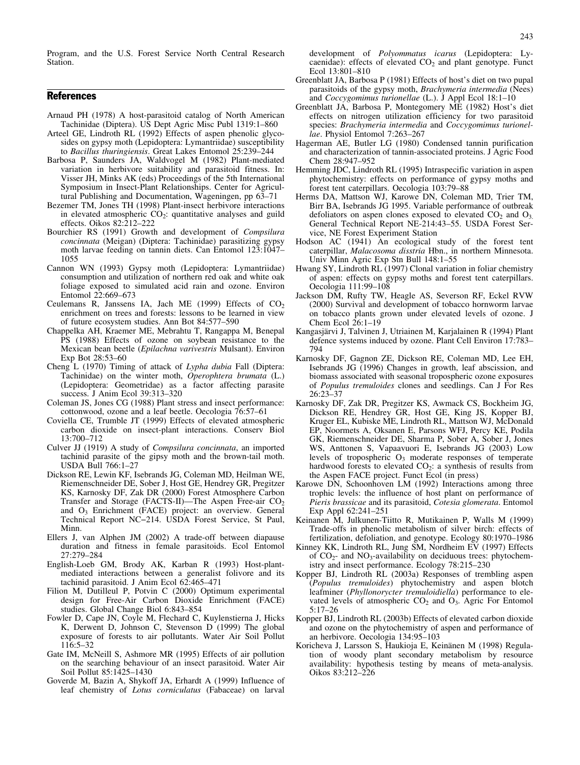Program, and the U.S. Forest Service North Central Research Station.

## References

Arnaud PH (1978) A host-parasitoid catalog of North American Tachinidae (Diptera). US Dept Agric Misc Publ 1319:1–860

Arteel GE, Lindroth RL (1992) Effects of aspen phenolic glycosides on gypsy moth (Lepidoptera: Lymantriidae) susceptibility to *Bacillus thuringiensis*. Great Lakes Entomol 25:239–244

Barbosa P, Saunders JA, Waldvogel M (1982) Plant-mediated variation in herbivore suitability and parasitoid fitness. In: Visser JH, Minks AK (eds) Proceedings of the 5th International Symposium in Insect-Plant Relationships. Center for Agricultural Publishing and Documentation, Wageningen, pp 63–71

Bezemer TM, Jones TH (1998) Plant-insect herbivore interactions in elevated atmospheric $CO_2$: quantitative analyses and guild effects. Oikos 82:212–222

Bourchier RS (1991) Growth and development of *Compsilura concinnata* (Meigan) (Diptera: Tachinidae) parasitizing gypsy moth larvae feeding on tannin diets. Can Entomol 123:1047–1055

Cannon WN (1993) Gypsy moth (Lepidoptera: Lymantriidae) consumption and utilization of northern red oak and white oak foliage exposed to simulated acid rain and ozone. Environ Entomol 22:669–673

Ceulemans R, Janssens IA, Jach ME (1999) Effects of $CO_2$ enrichment on trees and forests: lessons to be learned in view of future ecosystem studies. Ann Bot 84:577–590

Chappelka AH, Kraemer ME, Mebrahtu T, Rangappa M, Benepal PS (1988) Effects of ozone on soybean resistance to the Mexican bean beetle (*Epilachna varivestris* Mulsant). Environ Exp Bot 28:53–60

Cheng L (1970) Timing of attack of *Lypha dubia* Fall (Diptera: Tachinidae) on the winter moth, *Operophtera brumata* (L.) (Lepidoptera: Geometridae) as a factor affecting parasite success. J Anim Ecol 39:313–320

Coleman JS, Jones CG (1988) Plant stress and insect performance: cottonwood, ozone and a leaf beetle. Oecologia 76:57–61

Coviella CE, Trumble JT (1999) Effects of elevated atmospheric carbon dioxide on insect-plant interactions. Conserv Biol 13:700–712

Culver JJ (1919) A study of *Compsilura concinnata*, an imported tachinid parasite of the gipsy moth and the brown-tail moth. USDA Bull 766:1–27

Dickson RE, Lewin KF, Isebrands JG, Coleman MD, Heilman WE, Riemenschneider DE, Sober J, Host GE, Hendrey GR, Pregitzer KS, Karnosky DF, Zak DR (2000) Forest Atmosphere Carbon Transfer and Storage (FACTS-II)—The Aspen Free-air $CO_2$ and $O_3$ Enrichment (FACE) project: an overview. General Technical Report NC–214. USDA Forest Service, St Paul, Minn.

Ellers J, van Alphen JM (2002) A trade-off between diapause duration and fitness in female parasitoids. Ecol Entomol 27:279–284

English-Loeb GM, Brody AK, Karban R (1993) Host-plant-mediated interactions between a generalist folivore and its tachinid parasitoid. J Anim Ecol 62:465–471

Filion M, Dutilleul P, Potvin C (2000) Optimum experimental design for Free-Air Carbon Dioxide Enrichment (FACE) studies. Global Change Biol 6:843–854

Fowler D, Cape JN, Coyle M, Flechard C, Kuylenstierna J, Hicks K, Derwent D, Johnson C, Stevenson D (1999) The global exposure of forests to air pollutants. Water Air Soil Pollut 116:5–32

Gate IM, McNeill S, Ashmore MR (1995) Effects of air pollution on the searching behaviour of an insect parasitoid. Water Air Soil Pollut 85:1425–1430

Goverde M, Bazin A, Shykoff JA, Erhardt A (1999) Influence of leaf chemistry of *Lotus corniculatus* (Fabaceae) on larval development of *Polyommatus icarus* (Lepidoptera: Lycaenidae): effects of elevated $CO_2$ and plant genotype. Funct Ecol 13:801–810

Greenblatt JA, Barbosa P (1981) Effects of host's diet on two pupal parasitoids of the gypsy moth, *Brachymeria intermedia* (Nees) and *Coccygomimus turionellae* (L.). J Appl Ecol 18:1–10

Greenblatt JA, Barbosa P, Montegomery ME (1982) Host's diet effects on nitrogen utilization efficiency for two parasitoid species: *Brachymeria intermedia* and *Coccygomimus turionellae*. Physiol Entomol 7:263–267

Hagerman AE, Butler LG (1980) Condensed tannin purification and characterization of tannin-associated proteins. J Agric Food Chem 28:947–952

Hemming JDC, Lindroth RL (1995) Intraspecific variation in aspen phytochemistry: effects on performance of gypsy moths and forest tent caterpillars. Oecologia 103:79–88

Herms DA, Mattson WJ, Karowe DN, Coleman MD, Trier TM, Birr BA, Isebrands JG 1995. Variable performance of outbreak defoliators on aspen clones exposed to elevated $CO_2$ and $O_3$. General Technical Report NE-214:43–55. USDA Forest Service, NE Forest Experiment Station

Hodson AC (1941) An ecological study of the forest tent caterpillar, *Malacosoma disstria* Hbn., in northern Minnesota. Univ Minn Agric Exp Stn Bull 148:1–55

Hwang SY, Lindroth RL (1997) Clonal variation in foliar chemistry of aspen: effects on gypsy moths and forest tent caterpillars. Oecologia 111:99–108

Jackson DM, Rufty TW, Heagle AS, Severson RF, Eckel RVW (2000) Survival and development of tobacco hornworm larvae on tobacco plants grown under elevated levels of ozone. J Chem Ecol 26:1–19

Kangasjärvi J, Talvinen J, Utriainen M, Karjalainen R (1994) Plant defence systems induced by ozone. Plant Cell Environ 17:783–794

Karnosky DF, Gagnon ZE, Dickson RE, Coleman MD, Lee EH, Isebrands JG (1996) Changes in growth, leaf abscission, and biomass associated with seasonal tropospheric ozone exposures of *Populus tremuloides* clones and seedlings. Can J For Res 26:23–37

Karnosky DF, Zak DR, Pregitzer KS, Awmack CS, Bockheim JG, Dickson RE, Hendrey GR, Host GE, King JS, Kopper BJ, Kruger EL, Kubiske ME, Lindroth RL, Mattson WJ, McDonald EP, Noormets A, Oksanen E, Parsons WFJ, Percy KE, Podila GK, Riemenschneider DE, Sharma P, Sober A, Sober J, Jones WS, Anttonen S, Vapaavuori E, Isebrands JG (2003) Low levels of tropospheric $O_3$ moderate responses of temperate hardwood forests to elevated $CO_2$: a synthesis of results from the Aspen FACE project. Funct Ecol (in press)

Karowe DN, Schoonhoven LM (1992) Interactions among three trophic levels: the influence of host plant on performance of *Pieris brassicae* and its parasitoid, *Cotesia glomerata*. Entomol Exp Appl 62:241–251

Keinanen M, Julkunen-Tiitto R, Mutikainen P, Walls M (1999) Trade-offs in phenolic metabolism of silver birch: effects of fertilization, defoliation, and genotype. Ecology 80:1970–1986

Kinney KK, Lindroth RL, Jung SM, Nordheim EV (1997) Effects of $CO_2$- and $NO_3$-availability on deciduous trees: phytochemistry and insect performance. Ecology 78:215–230

Kopper BJ, Lindroth RL (2003a) Responses of trembling aspen (*Populus tremuloides*) phytochemistry and aspen blotch leafminer (*Phyllonorycter tremuloidiella*) performance to elevated levels of atmospheric $CO_2$ and $O_3$. Agric For Entomol 5:17–26

Kopper BJ, Lindroth RL (2003b) Effects of elevated carbon dioxide and ozone on the phytochemistry of aspen and performance of an herbivore. Oecologia 134:95–103

Koricheva J, Larsson S, Haukioja E, Keinänen M (1998) Regulation of woody plant secondary metabolism by resource availability: hypothesis testing by means of meta-analysis. Oikos 83:212–226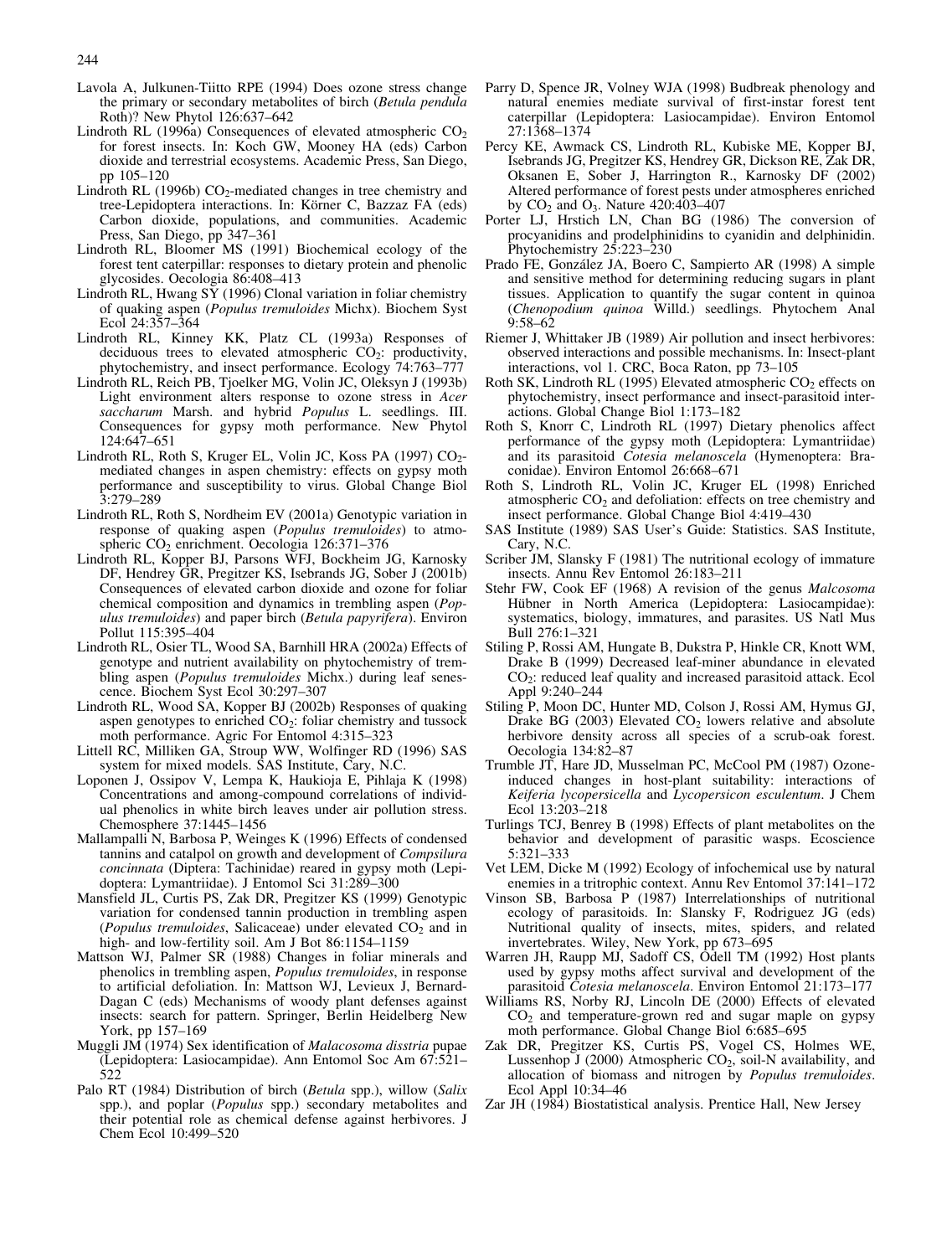Lavola A, Julkunen-Tiitto RPE (1994) Does ozone stress change the primary or secondary metabolites of birch (*Betula pendula* Roth)? New Phytol 126:637–642

Lindroth RL (1996a) Consequences of elevated atmospheric $CO_2$ for forest insects. In: Koch GW, Mooney HA (eds) Carbon dioxide and terrestrial ecosystems. Academic Press, San Diego, pp 105–120

Lindroth RL (1996b) $CO_2$-mediated changes in tree chemistry and tree-Lepidoptera interactions. In: Körner C, Bazzaz FA (eds) Carbon dioxide, populations, and communities. Academic Press, San Diego, pp 347–361

Lindroth RL, Bloomer MS (1991) Biochemical ecology of the forest tent caterpillar: responses to dietary protein and phenolic glycosides. Oecologia 86:408–413

Lindroth RL, Hwang SY (1996) Clonal variation in foliar chemistry of quaking aspen (*Populus tremuloides* Michx). Biochem Syst Ecol 24:357–364

Lindroth RL, Kinney KK, Platz CL (1993a) Responses of deciduous trees to elevated atmospheric $CO_2$: productivity, phytochemistry, and insect performance. Ecology 74:763–777

Lindroth RL, Reich PB, Tjoelker MG, Volin JC, Oleksyn J (1993b) Light environment alters response to ozone stress in *Acer saccharum* Marsh. and hybrid *Populus* L. seedlings. III. Consequences for gypsy moth performance. New Phytol 124:647–651

Lindroth RL, Roth S, Kruger EL, Volin JC, Koss PA (1997) $CO_2$-mediated changes in aspen chemistry: effects on gypsy moth performance and susceptibility to virus. Global Change Biol 3:279–289

Lindroth RL, Roth S, Nordheim EV (2001a) Genotypic variation in response of quaking aspen (*Populus tremuloides*) to atmospheric $CO_2$ enrichment. Oecologia 126:371–376

Lindroth RL, Kopper BJ, Parsons WFJ, Bockheim JG, Karnosky DF, Hendrey GR, Pregitzer KS, Isebrands JG, Sober J (2001b) Consequences of elevated carbon dioxide and ozone for foliar chemical composition and dynamics in trembling aspen (*Populus tremuloides*) and paper birch (*Betula papyrifera*). Environ Pollut 115:395–404

Lindroth RL, Osier TL, Wood SA, Barnhill HRA (2002a) Effects of genotype and nutrient availability on phytochemistry of trembling aspen (*Populus tremuloides* Michx.) during leaf senescence. Biochem Syst Ecol 30:297–307

Lindroth RL, Wood SA, Kopper BJ (2002b) Responses of quaking aspen genotypes to enriched $CO_2$: foliar chemistry and tussock moth performance. Agric For Entomol 4:315–323

Littell RC, Milliken GA, Stroup WW, Wolfinger RD (1996) SAS system for mixed models. SAS Institute, Cary, N.C.

Loponen J, Ossipov V, Lempa K, Haukioja E, Pihlaja K (1998) Concentrations and among-compound correlations of individual phenolics in white birch leaves under air pollution stress. Chemosphere 37:1445–1456

Mallampalli N, Barbosa P, Weinges K (1996) Effects of condensed tannins and catalpol on growth and development of *Compsilura concinnata* (Diptera: Tachinidae) reared in gypsy moth (Lepidoptera: Lymantriidae). J Entomol Sci 31:289–300

Mansfield JL, Curtis PS, Zak DR, Pregitzer KS (1999) Genotypic variation for condensed tannin production in trembling aspen (*Populus tremuloides*, Salicaceae) under elevated $CO_2$ and in high- and low-fertility soil. Am J Bot 86:1154–1159

Mattson WJ, Palmer SR (1988) Changes in foliar minerals and phenolics in trembling aspen, *Populus tremuloides*, in response to artificial defoliation. In: Mattson WJ, Levieux J, Bernard-Dagan C (eds) Mechanisms of woody plant defenses against insects: search for pattern. Springer, Berlin Heidelberg New York, pp 157–169

Muggli JM (1974) Sex identification of *Malacosoma disstria* pupae (Lepidoptera: Lasiocampidae). Ann Entomol Soc Am 67:521–522

Palo RT (1984) Distribution of birch (*Betula* spp.), willow (*Salix* spp.), and poplar (*Populus* spp.) secondary metabolites and their potential role as chemical defense against herbivores. J Chem Ecol 10:499–520

Parry D, Spence JR, Volney WJA (1998) Budbreak phenology and natural enemies mediate survival of first-instar forest tent caterpillar (Lepidoptera: Lasiocampidae). Environ Entomol 27:1368–1374

Percy KE, Awmack CS, Lindroth RL, Kubiske ME, Kopper BJ, Isebrands JG, Pregitzer KS, Hendrey GR, Dickson RE, Zak DR, Oksanen E, Sober J, Harrington R., Karnosky DF (2002) Altered performance of forest pests under atmospheres enriched by $CO_2$ and $O_3$. Nature 420:403–407

Porter LJ, Hrstich LN, Chan BG (1986) The conversion of procyanidins and prodelphinidins to cyanidin and delphinidin. Phytochemistry 25:223–230

Prado FE, González JA, Boero C, Sampierto AR (1998) A simple and sensitive method for determining reducing sugars in plant tissues. Application to quantify the sugar content in quinoa (*Chenopodium quinoa* Willd.) seedlings. Phytochem Anal 9:58–62

Riemer J, Whittaker JB (1989) Air pollution and insect herbivores: observed interactions and possible mechanisms. In: Insect-plant interactions, vol 1. CRC, Boca Raton, pp 73–105

Roth SK, Lindroth RL (1995) Elevated atmospheric $CO_2$ effects on phytochemistry, insect performance and insect-parasitoid interactions. Global Change Biol 1:173–182

Roth S, Knorr C, Lindroth RL (1997) Dietary phenolics affect performance of the gypsy moth (Lepidoptera: Lymantriidae) and its parasitoid *Cotesia melanoscela* (Hymenoptera: Braconidae). Environ Entomol 26:668–671

Roth S, Lindroth RL, Volin JC, Kruger EL (1998) Enriched atmospheric $CO_2$ and defoliation: effects on tree chemistry and insect performance. Global Change Biol 4:419–430

SAS Institute (1989) SAS User's Guide: Statistics. SAS Institute, Cary, N.C.

Scriber JM, Slansky F (1981) The nutritional ecology of immature insects. Annu Rev Entomol 26:183–211

Stehr FW, Cook EF (1968) A revision of the genus *Malcosoma* Hübner in North America (Lepidoptera: Lasiocampidae): systematics, biology, immatures, and parasites. US Natl Mus Bull 276:1–321

Stiling P, Rossi AM, Hungate B, Dukstra P, Hinkle CR, Knott WM, Drake B (1999) Decreased leaf-miner abundance in elevated $CO_2$: reduced leaf quality and increased parasitoid attack. Ecol Appl 9:240–244

Stiling P, Moon DC, Hunter MD, Colson J, Rossi AM, Hymus GJ, Drake BG (2003) Elevated $CO_2$ lowers relative and absolute herbivore density across all species of a scrub-oak forest. Oecologia 134:82–87

Trumble JT, Hare JD, Musselman PC, McCool PM (1987) Ozone-induced changes in host-plant suitability: interactions of *Keiferia lycopersicella* and *Lycopersicon esculentum*. J Chem Ecol 13:203–218

Turlings TCJ, Benrey B (1998) Effects of plant metabolites on the behavior and development of parasitic wasps. Ecoscience 5:321–333

Vet LEM, Dicke M (1992) Ecology of infochemical use by natural enemies in a tritrophic context. Annu Rev Entomol 37:141–172

Vinson SB, Barbosa P (1987) Interrelationships of nutritional ecology of parasitoids. In: Slansky F, Rodriguez JG (eds) Nutritional quality of insects, mites, spiders, and related invertebrates. Wiley, New York, pp 673–695

Warren JH, Raupp MJ, Sadoff CS, Odell TM (1992) Host plants used by gypsy moths affect survival and development of the parasitoid *Cotesia melanoscela*. Environ Entomol 21:173–177

Williams RS, Norby RJ, Lincoln DE (2000) Effects of elevated $CO_2$ and temperature-grown red and sugar maple on gypsy moth performance. Global Change Biol 6:685–695

Zak DR, Pregitzer KS, Curtis PS, Vogel CS, Holmes WE, Lussenhop J (2000) Atmospheric $CO_2$, soil-N availability, and allocation of biomass and nitrogen by *Populus tremuloides*. Ecol Appl 10:34–46

Zar JH (1984) Biostatistical analysis. Prentice Hall, New Jersey